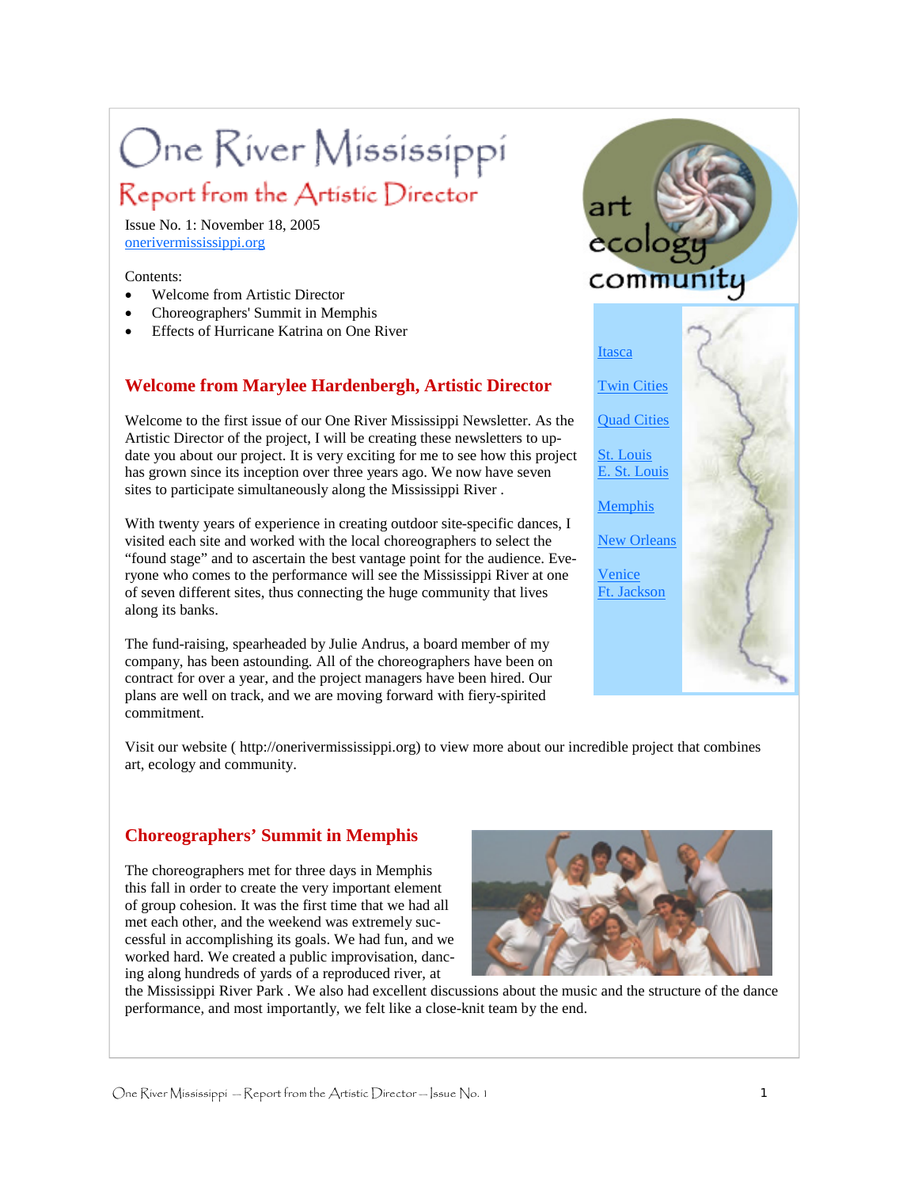# One River Mississippi

## Report from the Artistic Director

Issue No. 1: November 18, 2005
onerivermississippi.org

Contents:

- Welcome from Artistic Director
- Choreographers' Summit in Memphis
- Effects of Hurricane Katrina on One River

art ecology community

- Itasca
- Twin Cities
- Quad Cities
- St. Louis
- E. St. Louis
- Memphis
- New Orleans
- Venice
- Ft. Jackson

## Welcome from Marylee Hardenbergh, Artistic Director

Welcome to the first issue of our One River Mississippi Newsletter. As the Artistic Director of the project, I will be creating these newsletters to update you about our project. It is very exciting for me to see how this project has grown since its inception over three years ago. We now have seven sites to participate simultaneously along the Mississippi River .

With twenty years of experience in creating outdoor site-specific dances, I visited each site and worked with the local choreographers to select the "found stage" and to ascertain the best vantage point for the audience. Everyone who comes to the performance will see the Mississippi River at one of seven different sites, thus connecting the huge community that lives along its banks.

The fund-raising, spearheaded by Julie Andrus, a board member of my company, has been astounding. All of the choreographers have been on contract for over a year, and the project managers have been hired. Our plans are well on track, and we are moving forward with fiery-spirited commitment.

Visit our website ( http://onerivermississippi.org) to view more about our incredible project that combines art, ecology and community.

## Choreographers' Summit in Memphis

The choreographers met for three days in Memphis this fall in order to create the very important element of group cohesion. It was the first time that we had all met each other, and the weekend was extremely successful in accomplishing its goals. We had fun, and we worked hard. We created a public improvisation, dancing along hundreds of yards of a reproduced river, at the Mississippi River Park . We also had excellent discussions about the music and the structure of the dance performance, and most importantly, we felt like a close-knit team by the end.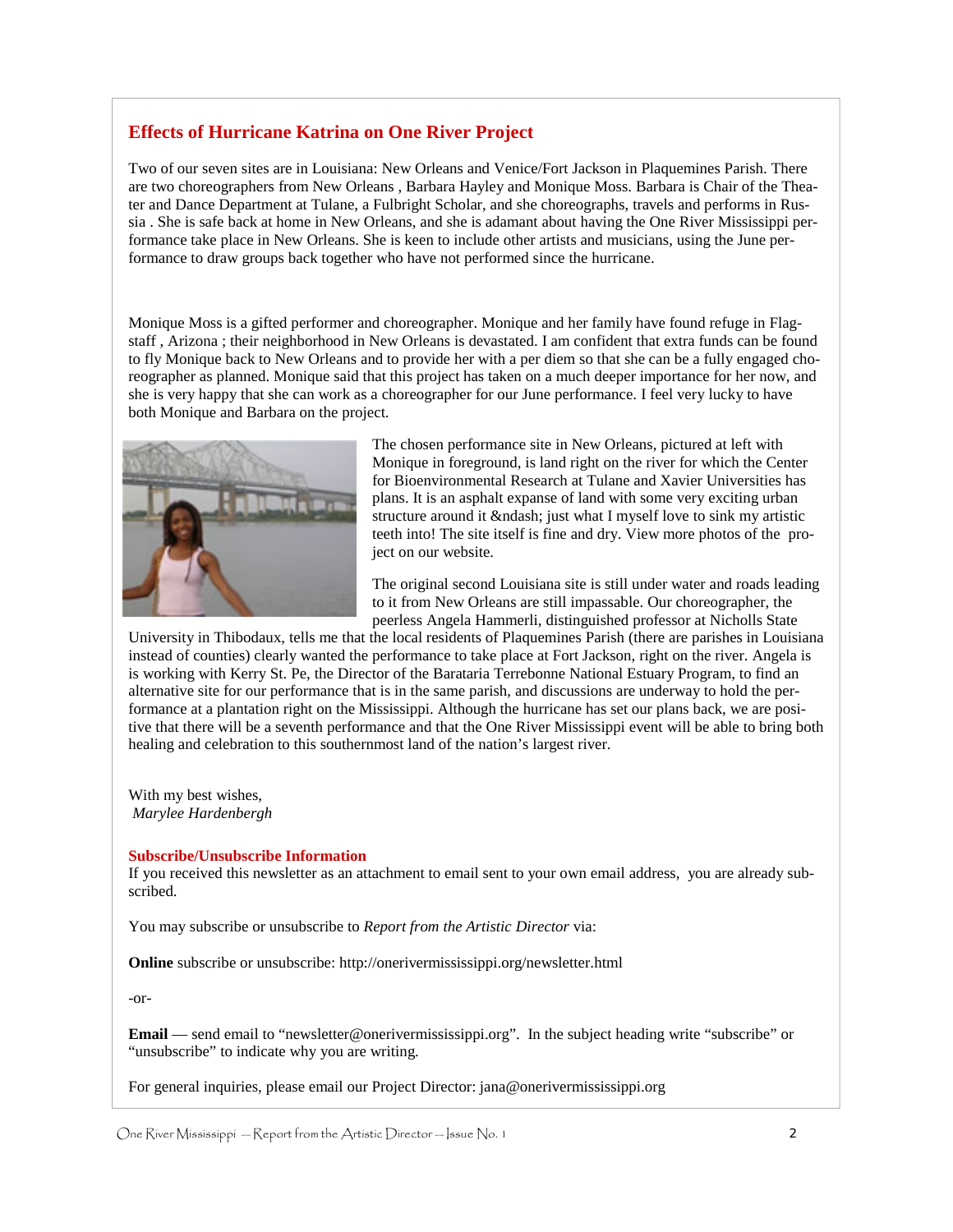## Effects of Hurricane Katrina on One River Project

Two of our seven sites are in Louisiana: New Orleans and Venice/Fort Jackson in Plaquemines Parish. There are two choreographers from New Orleans , Barbara Hayley and Monique Moss. Barbara is Chair of the Theater and Dance Department at Tulane, a Fulbright Scholar, and she choreographs, travels and performs in Russia . She is safe back at home in New Orleans, and she is adamant about having the One River Mississippi performance take place in New Orleans. She is keen to include other artists and musicians, using the June performance to draw groups back together who have not performed since the hurricane.

Monique Moss is a gifted performer and choreographer. Monique and her family have found refuge in Flagstaff , Arizona ; their neighborhood in New Orleans is devastated. I am confident that extra funds can be found to fly Monique back to New Orleans and to provide her with a per diem so that she can be a fully engaged choreographer as planned. Monique said that this project has taken on a much deeper importance for her now, and she is very happy that she can work as a choreographer for our June performance. I feel very lucky to have both Monique and Barbara on the project.

The chosen performance site in New Orleans, pictured at left with Monique in foreground, is land right on the river for which the Center for Bioenvironmental Research at Tulane and Xavier Universities has plans. It is an asphalt expanse of land with some very exciting urban structure around it &ndash; just what I myself love to sink my artistic teeth into! The site itself is fine and dry. View more photos of the project on our website.

The original second Louisiana site is still under water and roads leading to it from New Orleans are still impassable. Our choreographer, the peerless Angela Hammerli, distinguished professor at Nicholls State University in Thibodaux, tells me that the local residents of Plaquemines Parish (there are parishes in Louisiana instead of counties) clearly wanted the performance to take place at Fort Jackson, right on the river. Angela is is working with Kerry St. Pe, the Director of the Barataria Terrebonne National Estuary Program, to find an alternative site for our performance that is in the same parish, and discussions are underway to hold the performance at a plantation right on the Mississippi. Although the hurricane has set our plans back, we are positive that there will be a seventh performance and that the One River Mississippi event will be able to bring both healing and celebration to this southernmost land of the nation's largest river.

With my best wishes,
*Marylee Hardenbergh*

### Subscribe/Unsubscribe Information

If you received this newsletter as an attachment to email sent to your own email address, you are already subscribed.

You may subscribe or unsubscribe to *Report from the Artistic Director* via:

**Online** subscribe or unsubscribe: http://onerivermississippi.org/newsletter.html

-or-

**Email** — send email to "newsletter@onerivermississippi.org". In the subject heading write "subscribe" or "unsubscribe" to indicate why you are writing.

For general inquiries, please email our Project Director: jana@onerivermississippi.org